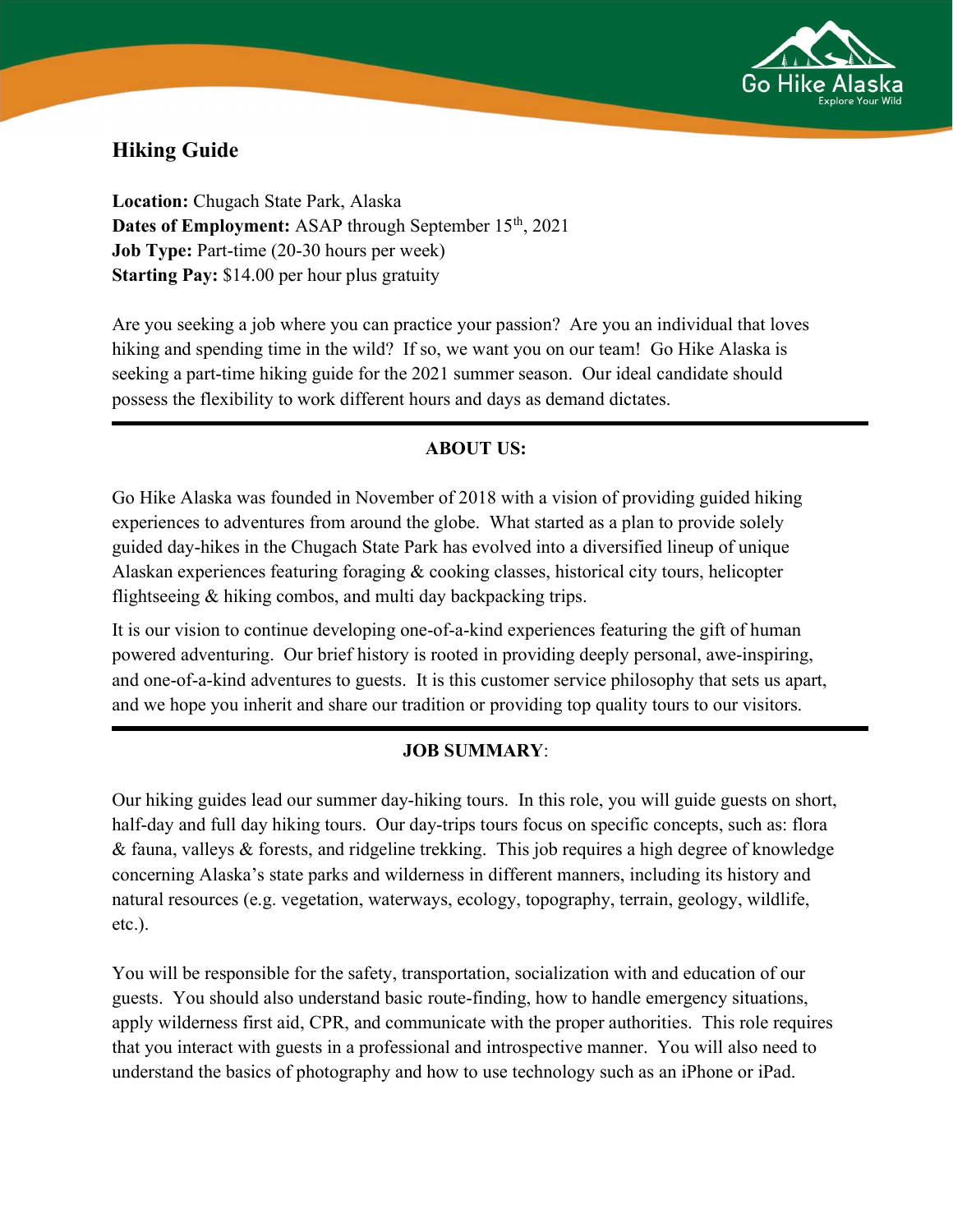# Hiking Guide

**Location:** Chugach State Park, Alaska
**Dates of Employment:** ASAP through September 15th, 2021
**Job Type:** Part-time (20-30 hours per week)
**Starting Pay:** $14.00 per hour plus gratuity

Are you seeking a job where you can practice your passion? Are you an individual that loves hiking and spending time in the wild? If so, we want you on our team! Go Hike Alaska is seeking a part-time hiking guide for the 2021 summer season. Our ideal candidate should possess the flexibility to work different hours and days as demand dictates.

---

## ABOUT US:

Go Hike Alaska was founded in November of 2018 with a vision of providing guided hiking experiences to adventures from around the globe. What started as a plan to provide solely guided day-hikes in the Chugach State Park has evolved into a diversified lineup of unique Alaskan experiences featuring foraging & cooking classes, historical city tours, helicopter flightseeing & hiking combos, and multi day backpacking trips.

It is our vision to continue developing one-of-a-kind experiences featuring the gift of human powered adventuring. Our brief history is rooted in providing deeply personal, awe-inspiring, and one-of-a-kind adventures to guests. It is this customer service philosophy that sets us apart, and we hope you inherit and share our tradition or providing top quality tours to our visitors.

---

## JOB SUMMARY:

Our hiking guides lead our summer day-hiking tours. In this role, you will guide guests on short, half-day and full day hiking tours. Our day-trips tours focus on specific concepts, such as: flora & fauna, valleys & forests, and ridgeline trekking. This job requires a high degree of knowledge concerning Alaska's state parks and wilderness in different manners, including its history and natural resources (e.g. vegetation, waterways, ecology, topography, terrain, geology, wildlife, etc.).

You will be responsible for the safety, transportation, socialization with and education of our guests. You should also understand basic route-finding, how to handle emergency situations, apply wilderness first aid, CPR, and communicate with the proper authorities. This role requires that you interact with guests in a professional and introspective manner. You will also need to understand the basics of photography and how to use technology such as an iPhone or iPad.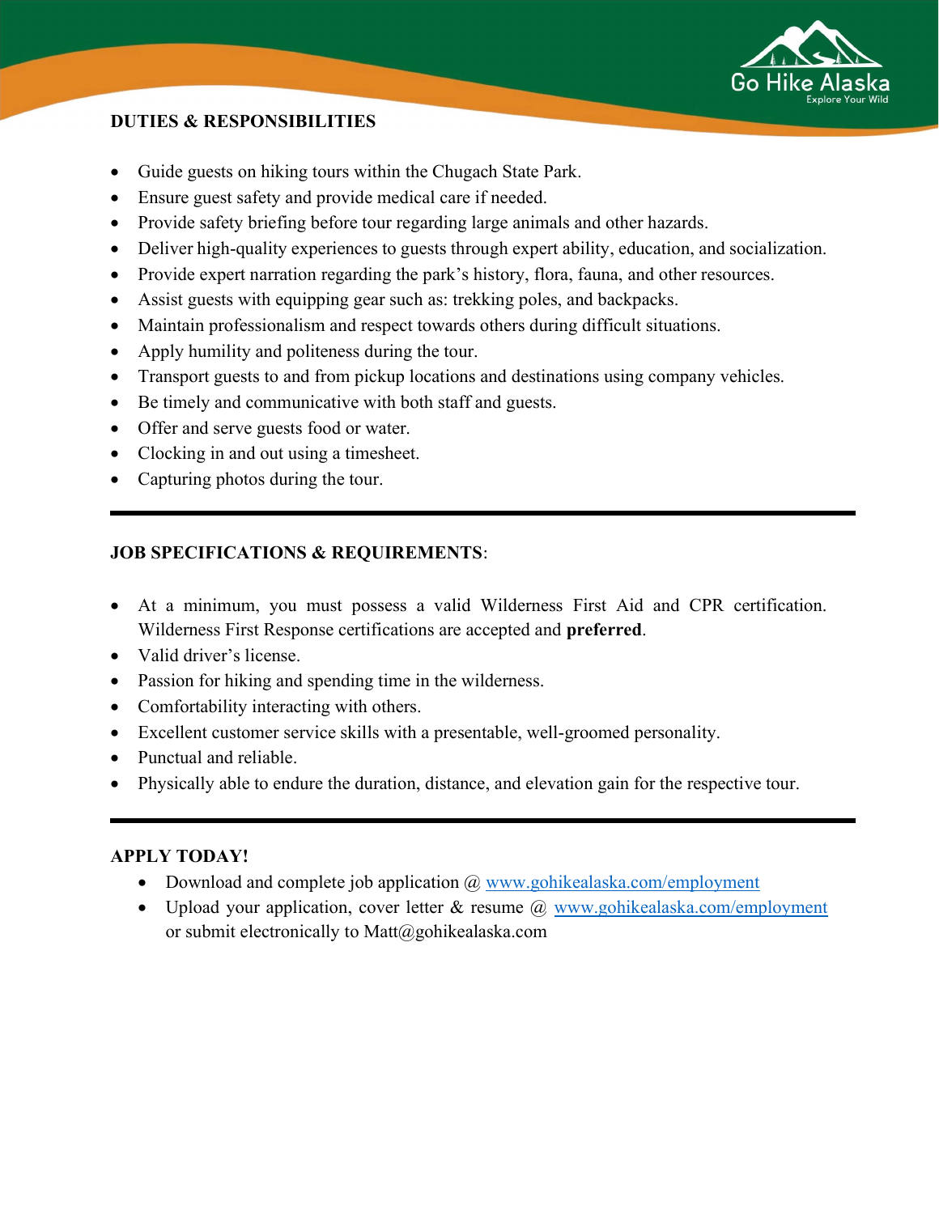## DUTIES & RESPONSIBILITIES

- Guide guests on hiking tours within the Chugach State Park.
- Ensure guest safety and provide medical care if needed.
- Provide safety briefing before tour regarding large animals and other hazards.
- Deliver high-quality experiences to guests through expert ability, education, and socialization.
- Provide expert narration regarding the park's history, flora, fauna, and other resources.
- Assist guests with equipping gear such as: trekking poles, and backpacks.
- Maintain professionalism and respect towards others during difficult situations.
- Apply humility and politeness during the tour.
- Transport guests to and from pickup locations and destinations using company vehicles.
- Be timely and communicative with both staff and guests.
- Offer and serve guests food or water.
- Clocking in and out using a timesheet.
- Capturing photos during the tour.

---

## JOB SPECIFICATIONS & REQUIREMENTS:

- At a minimum, you must possess a valid Wilderness First Aid and CPR certification. Wilderness First Response certifications are accepted and **preferred**.
- Valid driver's license.
- Passion for hiking and spending time in the wilderness.
- Comfortability interacting with others.
- Excellent customer service skills with a presentable, well-groomed personality.
- Punctual and reliable.
- Physically able to endure the duration, distance, and elevation gain for the respective tour.

---

## APPLY TODAY!

- Download and complete job application @ [www.gohikealaska.com/employment](http://www.gohikealaska.com/employment)
- Upload your application, cover letter & resume @ [www.gohikealaska.com/employment](http://www.gohikealaska.com/employment) or submit electronically to Matt@gohikealaska.com